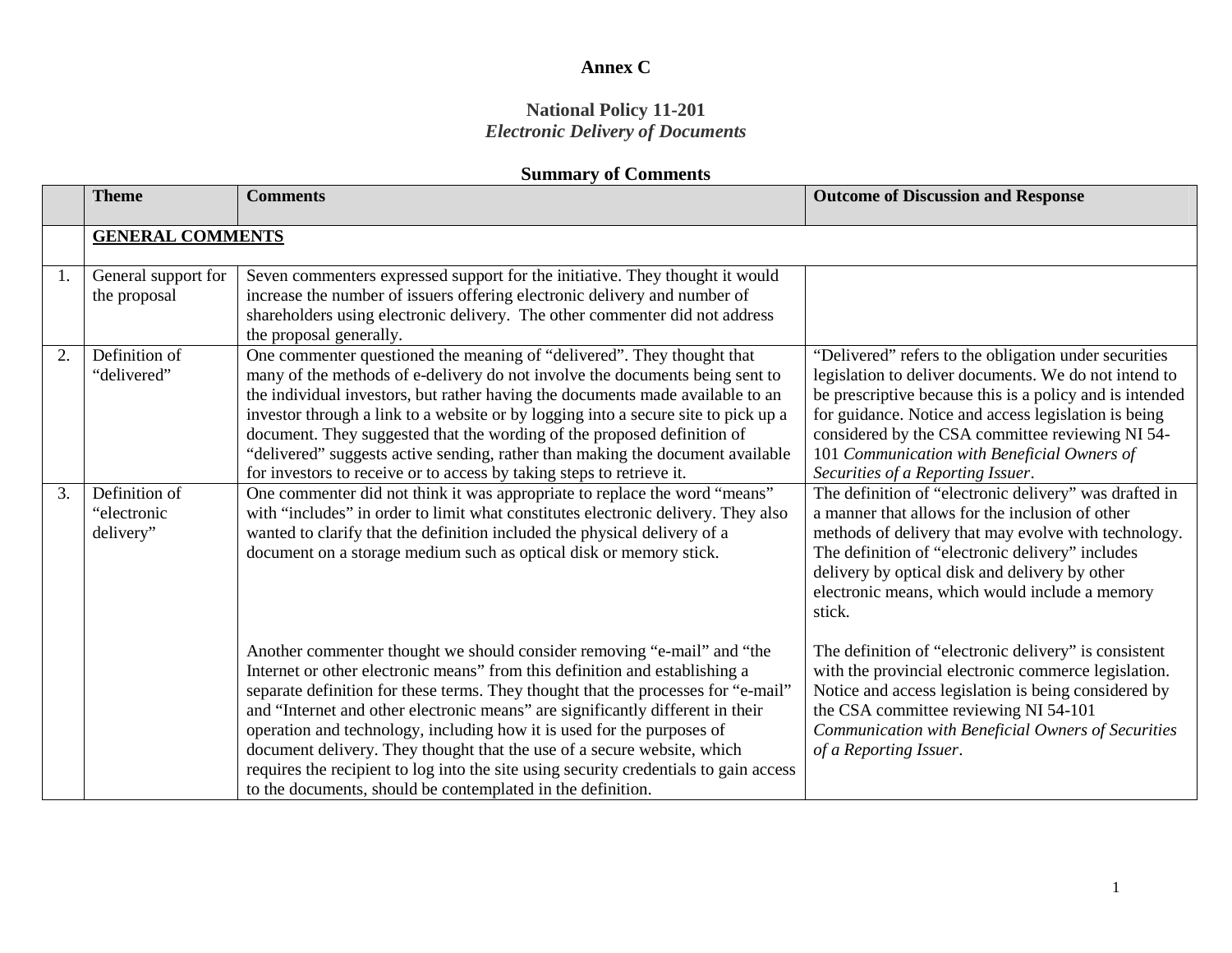**Annex C**

**National Policy 11-201**
***Electronic Delivery of Documents***

**Summary of Comments**

| | **Theme** | **Comments** | **Outcome of Discussion and Response** |
|---|---|---|---|
| | **GENERAL COMMENTS** | | |
| 1. | General support for the proposal | Seven commenters expressed support for the initiative. They thought it would increase the number of issuers offering electronic delivery and number of shareholders using electronic delivery. The other commenter did not address the proposal generally. | |
| 2. | Definition of "delivered" | One commenter questioned the meaning of "delivered". They thought that many of the methods of e-delivery do not involve the documents being sent to the individual investors, but rather having the documents made available to an investor through a link to a website or by logging into a secure site to pick up a document. They suggested that the wording of the proposed definition of "delivered" suggests active sending, rather than making the document available for investors to receive or to access by taking steps to retrieve it. | "Delivered" refers to the obligation under securities legislation to deliver documents. We do not intend to be prescriptive because this is a policy and is intended for guidance. Notice and access legislation is being considered by the CSA committee reviewing NI 54-101 *Communication with Beneficial Owners of Securities of a Reporting Issuer*. |
| 3. | Definition of "electronic delivery" | One commenter did not think it was appropriate to replace the word "means" with "includes" in order to limit what constitutes electronic delivery. They also wanted to clarify that the definition included the physical delivery of a document on a storage medium such as optical disk or memory stick. | The definition of "electronic delivery" was drafted in a manner that allows for the inclusion of other methods of delivery that may evolve with technology. The definition of "electronic delivery" includes delivery by optical disk and delivery by other electronic means, which would include a memory stick. |
| | | Another commenter thought we should consider removing "e-mail" and "the Internet or other electronic means" from this definition and establishing a separate definition for these terms. They thought that the processes for "e-mail" and "Internet and other electronic means" are significantly different in their operation and technology, including how it is used for the purposes of document delivery. They thought that the use of a secure website, which requires the recipient to log into the site using security credentials to gain access to the documents, should be contemplated in the definition. | The definition of "electronic delivery" is consistent with the provincial electronic commerce legislation. Notice and access legislation is being considered by the CSA committee reviewing NI 54-101 *Communication with Beneficial Owners of Securities of a Reporting Issuer*. |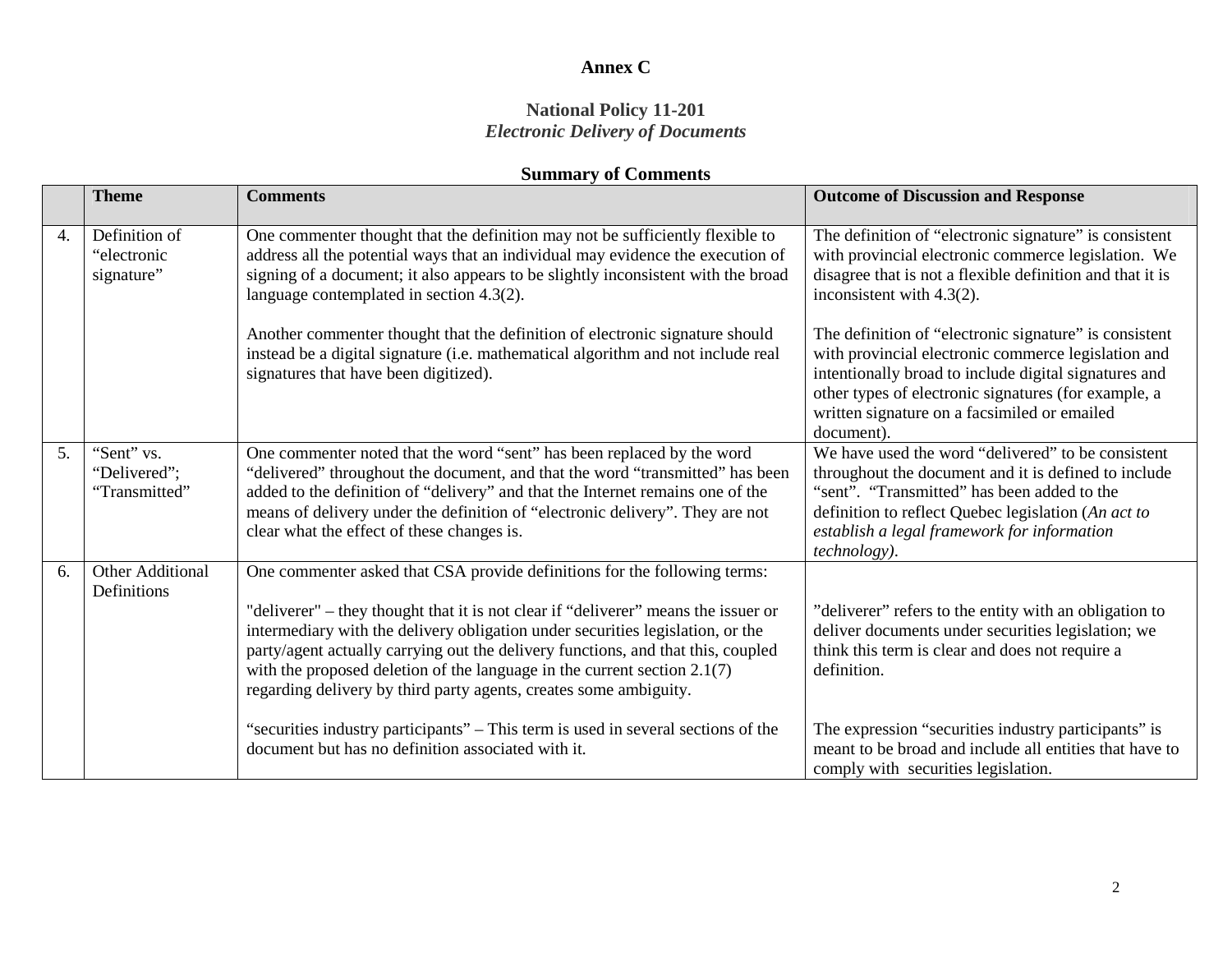**Annex C**

**National Policy 11-201**
***Electronic Delivery of Documents***

**Summary of Comments**

| | Theme | Comments | Outcome of Discussion and Response |
|---|---|---|---|
| 4. | Definition of "electronic signature" | One commenter thought that the definition may not be sufficiently flexible to address all the potential ways that an individual may evidence the execution of signing of a document; it also appears to be slightly inconsistent with the broad language contemplated in section 4.3(2).<br><br>Another commenter thought that the definition of electronic signature should instead be a digital signature (i.e. mathematical algorithm and not include real signatures that have been digitized). | The definition of "electronic signature" is consistent with provincial electronic commerce legislation. We disagree that is not a flexible definition and that it is inconsistent with 4.3(2).<br><br>The definition of "electronic signature" is consistent with provincial electronic commerce legislation and intentionally broad to include digital signatures and other types of electronic signatures (for example, a written signature on a facsimiled or emailed document). |
| 5. | "Sent" vs. "Delivered"; "Transmitted" | One commenter noted that the word "sent" has been replaced by the word "delivered" throughout the document, and that the word "transmitted" has been added to the definition of "delivery" and that the Internet remains one of the means of delivery under the definition of "electronic delivery". They are not clear what the effect of these changes is. | We have used the word "delivered" to be consistent throughout the document and it is defined to include "sent". "Transmitted" has been added to the definition to reflect Quebec legislation (*An act to establish a legal framework for information technology)*. |
| 6. | Other Additional Definitions | One commenter asked that CSA provide definitions for the following terms:<br><br>"deliverer" – they thought that it is not clear if "deliverer" means the issuer or intermediary with the delivery obligation under securities legislation, or the party/agent actually carrying out the delivery functions, and that this, coupled with the proposed deletion of the language in the current section 2.1(7) regarding delivery by third party agents, creates some ambiguity.<br><br>"securities industry participants" – This term is used in several sections of the document but has no definition associated with it. | <br><br>"deliverer" refers to the entity with an obligation to deliver documents under securities legislation; we think this term is clear and does not require a definition.<br><br>The expression "securities industry participants" is meant to be broad and include all entities that have to comply with securities legislation. |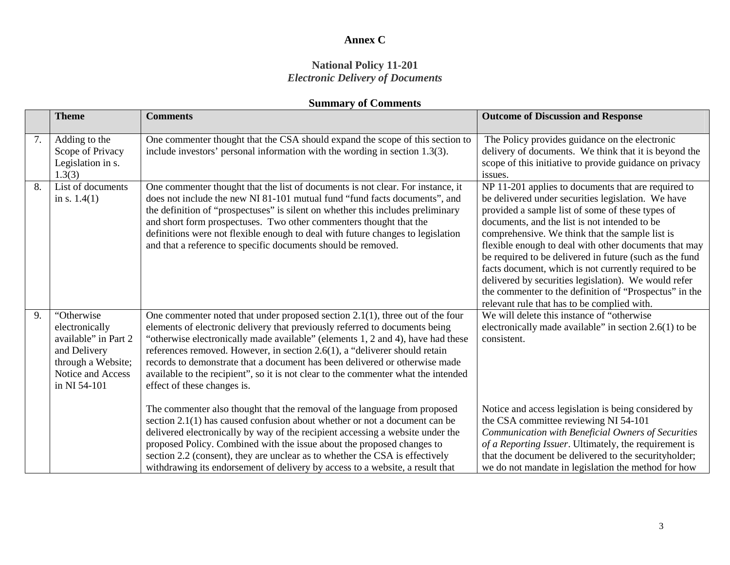**Annex C**

**National Policy 11-201**
***Electronic Delivery of Documents***

**Summary of Comments**

| | Theme | Comments | Outcome of Discussion and Response |
|---|---|---|---|
| 7. | Adding to the Scope of Privacy Legislation in s. 1.3(3) | One commenter thought that the CSA should expand the scope of this section to include investors' personal information with the wording in section 1.3(3). | The Policy provides guidance on the electronic delivery of documents. We think that it is beyond the scope of this initiative to provide guidance on privacy issues. |
| 8. | List of documents in s. 1.4(1) | One commenter thought that the list of documents is not clear. For instance, it does not include the new NI 81-101 mutual fund "fund facts documents", and the definition of "prospectuses" is silent on whether this includes preliminary and short form prospectuses. Two other commenters thought that the definitions were not flexible enough to deal with future changes to legislation and that a reference to specific documents should be removed. | NP 11-201 applies to documents that are required to be delivered under securities legislation. We have provided a sample list of some of these types of documents, and the list is not intended to be comprehensive. We think that the sample list is flexible enough to deal with other documents that may be required to be delivered in future (such as the fund facts document, which is not currently required to be delivered by securities legislation). We would refer the commenter to the definition of "Prospectus" in the relevant rule that has to be complied with. |
| 9. | "Otherwise electronically available" in Part 2 and Delivery through a Website; Notice and Access in NI 54-101 | One commenter noted that under proposed section 2.1(1), three out of the four elements of electronic delivery that previously referred to documents being "otherwise electronically made available" (elements 1, 2 and 4), have had these references removed. However, in section 2.6(1), a "deliverer should retain records to demonstrate that a document has been delivered or otherwise made available to the recipient", so it is not clear to the commenter what the intended effect of these changes is.<br><br>The commenter also thought that the removal of the language from proposed section 2.1(1) has caused confusion about whether or not a document can be delivered electronically by way of the recipient accessing a website under the proposed Policy. Combined with the issue about the proposed changes to section 2.2 (consent), they are unclear as to whether the CSA is effectively withdrawing its endorsement of delivery by access to a website, a result that | We will delete this instance of "otherwise electronically made available" in section 2.6(1) to be consistent.<br><br>Notice and access legislation is being considered by the CSA committee reviewing NI 54-101 *Communication with Beneficial Owners of Securities of a Reporting Issuer*. Ultimately, the requirement is that the document be delivered to the securityholder; we do not mandate in legislation the method for how |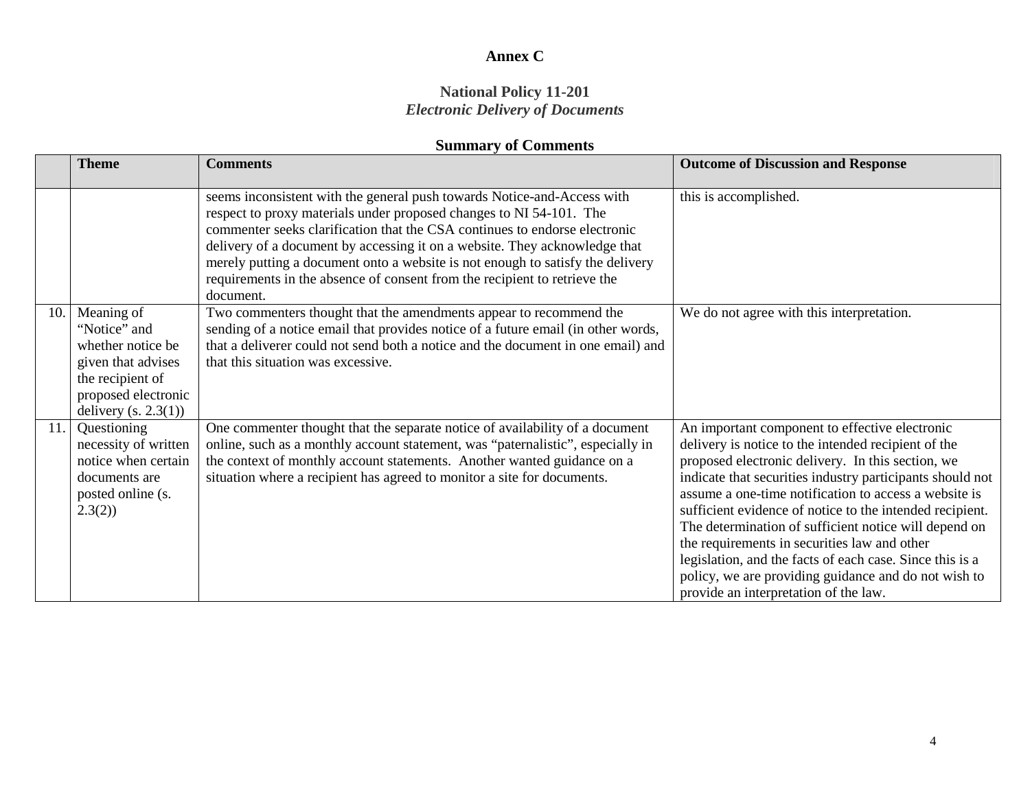**Annex C**

**National Policy 11-201**
***Electronic Delivery of Documents***

**Summary of Comments**

| | Theme | Comments | Outcome of Discussion and Response |
|---|---|---|---|
| | | seems inconsistent with the general push towards Notice-and-Access with respect to proxy materials under proposed changes to NI 54-101. The commenter seeks clarification that the CSA continues to endorse electronic delivery of a document by accessing it on a website. They acknowledge that merely putting a document onto a website is not enough to satisfy the delivery requirements in the absence of consent from the recipient to retrieve the document. | this is accomplished. |
| 10. | Meaning of "Notice" and whether notice be given that advises the recipient of proposed electronic delivery (s. 2.3(1)) | Two commenters thought that the amendments appear to recommend the sending of a notice email that provides notice of a future email (in other words, that a deliverer could not send both a notice and the document in one email) and that this situation was excessive. | We do not agree with this interpretation. |
| 11. | Questioning necessity of written notice when certain documents are posted online (s. 2.3(2)) | One commenter thought that the separate notice of availability of a document online, such as a monthly account statement, was "paternalistic", especially in the context of monthly account statements. Another wanted guidance on a situation where a recipient has agreed to monitor a site for documents. | An important component to effective electronic delivery is notice to the intended recipient of the proposed electronic delivery. In this section, we indicate that securities industry participants should not assume a one-time notification to access a website is sufficient evidence of notice to the intended recipient. The determination of sufficient notice will depend on the requirements in securities law and other legislation, and the facts of each case. Since this is a policy, we are providing guidance and do not wish to provide an interpretation of the law. |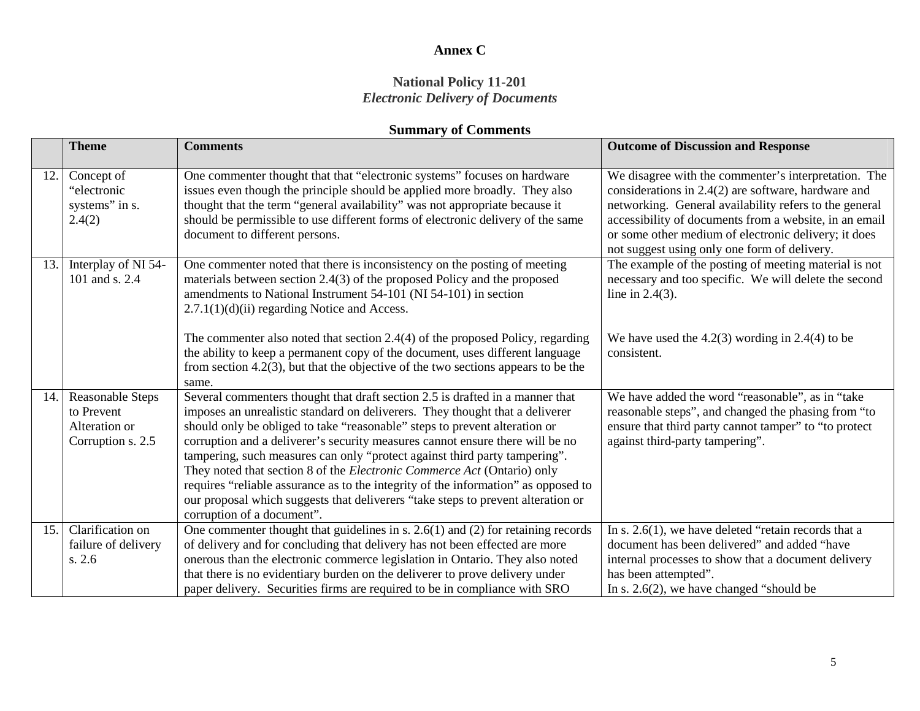**Annex C**

**National Policy 11-201**
***Electronic Delivery of Documents***

**Summary of Comments**

| | **Theme** | **Comments** | **Outcome of Discussion and Response** |
|---|---|---|---|
| 12. | Concept of "electronic systems" in s. 2.4(2) | One commenter thought that that "electronic systems" focuses on hardware issues even though the principle should be applied more broadly. They also thought that the term "general availability" was not appropriate because it should be permissible to use different forms of electronic delivery of the same document to different persons. | We disagree with the commenter's interpretation. The considerations in 2.4(2) are software, hardware and networking. General availability refers to the general accessibility of documents from a website, in an email or some other medium of electronic delivery; it does not suggest using only one form of delivery. |
| 13. | Interplay of NI 54-101 and s. 2.4 | One commenter noted that there is inconsistency on the posting of meeting materials between section 2.4(3) of the proposed Policy and the proposed amendments to National Instrument 54-101 (NI 54-101) in section 2.7.1(1)(d)(ii) regarding Notice and Access.<br><br>The commenter also noted that section 2.4(4) of the proposed Policy, regarding the ability to keep a permanent copy of the document, uses different language from section 4.2(3), but that the objective of the two sections appears to be the same. | The example of the posting of meeting material is not necessary and too specific. We will delete the second line in 2.4(3).<br><br>We have used the 4.2(3) wording in 2.4(4) to be consistent. |
| 14. | Reasonable Steps to Prevent Alteration or Corruption s. 2.5 | Several commenters thought that draft section 2.5 is drafted in a manner that imposes an unrealistic standard on deliverers. They thought that a deliverer should only be obliged to take "reasonable" steps to prevent alteration or corruption and a deliverer's security measures cannot ensure there will be no tampering, such measures can only "protect against third party tampering". They noted that section 8 of the *Electronic Commerce Act* (Ontario) only requires "reliable assurance as to the integrity of the information" as opposed to our proposal which suggests that deliverers "take steps to prevent alteration or corruption of a document". | We have added the word "reasonable", as in "take reasonable steps", and changed the phasing from "to ensure that third party cannot tamper" to "to protect against third-party tampering". |
| 15. | Clarification on failure of delivery s. 2.6 | One commenter thought that guidelines in s. 2.6(1) and (2) for retaining records of delivery and for concluding that delivery has not been effected are more onerous than the electronic commerce legislation in Ontario. They also noted that there is no evidentiary burden on the deliverer to prove delivery under paper delivery. Securities firms are required to be in compliance with SRO | In s. 2.6(1), we have deleted "retain records that a document has been delivered" and added "have internal processes to show that a document delivery has been attempted".<br>In s. 2.6(2), we have changed "should be |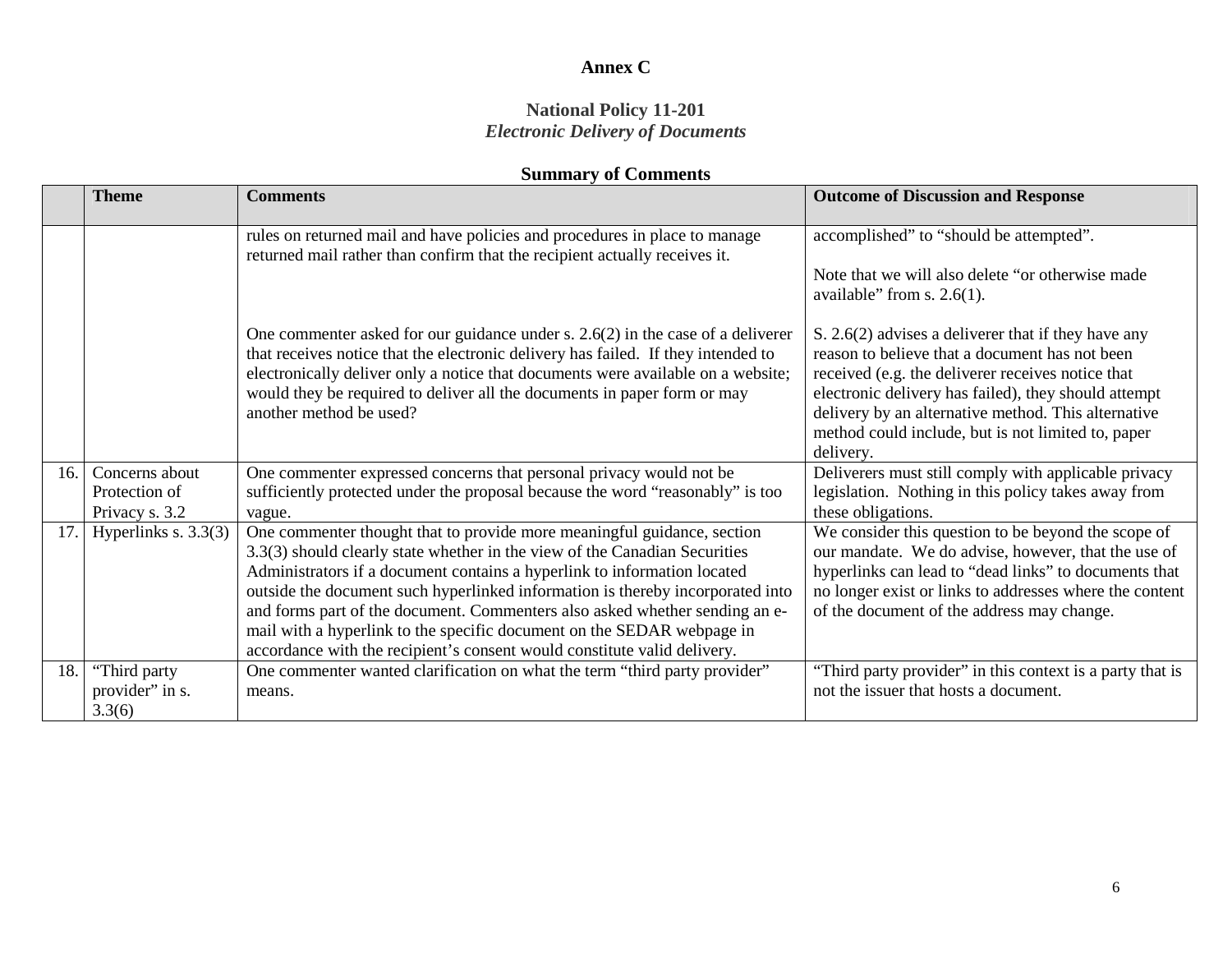**Annex C**

**National Policy 11-201**
***Electronic Delivery of Documents***

**Summary of Comments**

| | Theme | Comments | Outcome of Discussion and Response |
|---|---|---|---|
| | | rules on returned mail and have policies and procedures in place to manage returned mail rather than confirm that the recipient actually receives it. | accomplished" to "should be attempted".<br><br>Note that we will also delete "or otherwise made available" from s. 2.6(1). |
| | | One commenter asked for our guidance under s. 2.6(2) in the case of a deliverer that receives notice that the electronic delivery has failed. If they intended to electronically deliver only a notice that documents were available on a website; would they be required to deliver all the documents in paper form or may another method be used? | S. 2.6(2) advises a deliverer that if they have any reason to believe that a document has not been received (e.g. the deliverer receives notice that electronic delivery has failed), they should attempt delivery by an alternative method. This alternative method could include, but is not limited to, paper delivery. |
| 16. | Concerns about Protection of Privacy s. 3.2 | One commenter expressed concerns that personal privacy would not be sufficiently protected under the proposal because the word "reasonably" is too vague. | Deliverers must still comply with applicable privacy legislation. Nothing in this policy takes away from these obligations. |
| 17. | Hyperlinks s. 3.3(3) | One commenter thought that to provide more meaningful guidance, section 3.3(3) should clearly state whether in the view of the Canadian Securities Administrators if a document contains a hyperlink to information located outside the document such hyperlinked information is thereby incorporated into and forms part of the document. Commenters also asked whether sending an e-mail with a hyperlink to the specific document on the SEDAR webpage in accordance with the recipient's consent would constitute valid delivery. | We consider this question to be beyond the scope of our mandate. We do advise, however, that the use of hyperlinks can lead to "dead links" to documents that no longer exist or links to addresses where the content of the document of the address may change. |
| 18. | "Third party provider" in s. 3.3(6) | One commenter wanted clarification on what the term "third party provider" means. | "Third party provider" in this context is a party that is not the issuer that hosts a document. |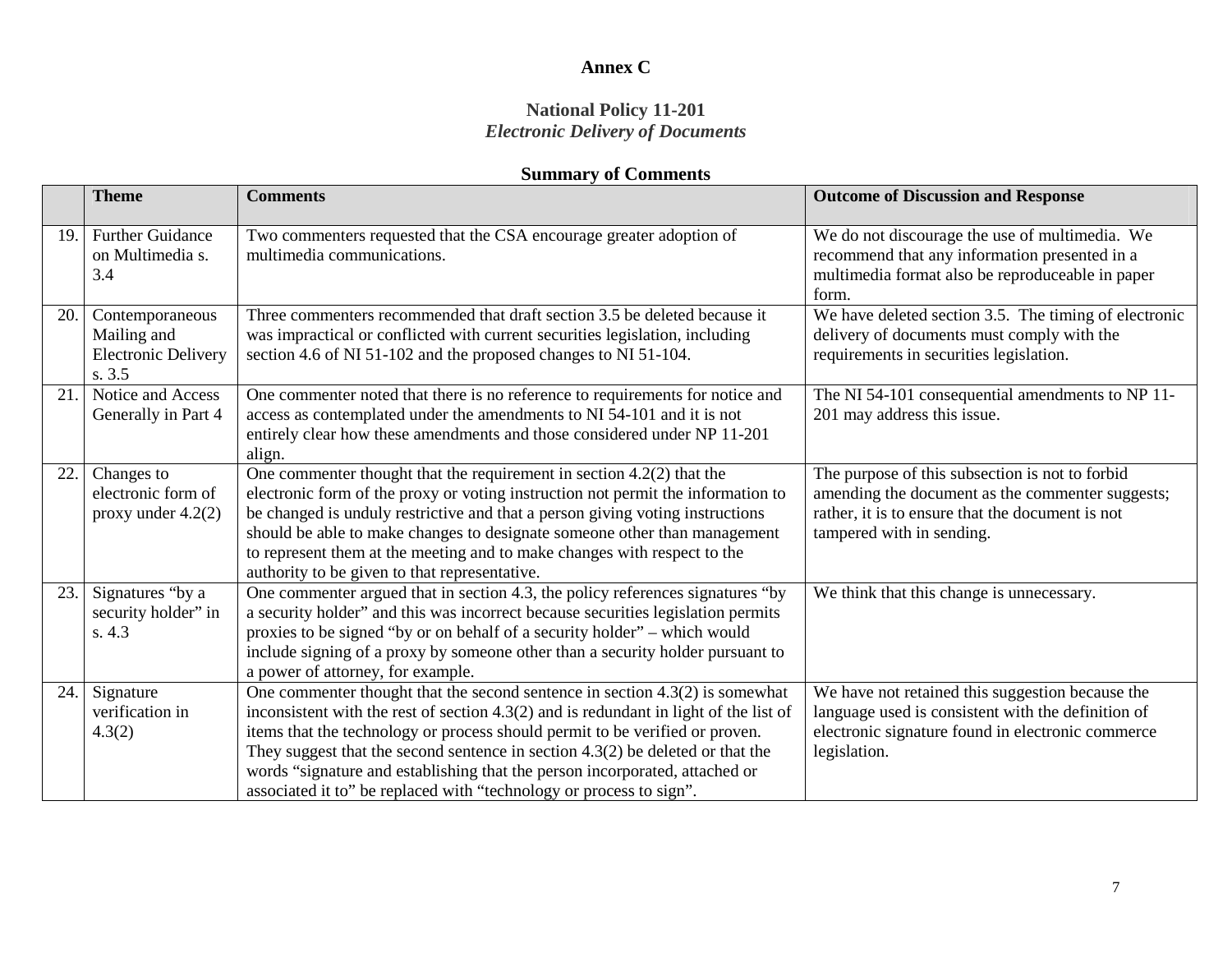**Annex C**

**National Policy 11-201**
***Electronic Delivery of Documents***

**Summary of Comments**

| | **Theme** | **Comments** | **Outcome of Discussion and Response** |
|---|---|---|---|
| 19. | Further Guidance on Multimedia s. 3.4 | Two commenters requested that the CSA encourage greater adoption of multimedia communications. | We do not discourage the use of multimedia. We recommend that any information presented in a multimedia format also be reproduceable in paper form. |
| 20. | Contemporaneous Mailing and Electronic Delivery s. 3.5 | Three commenters recommended that draft section 3.5 be deleted because it was impractical or conflicted with current securities legislation, including section 4.6 of NI 51-102 and the proposed changes to NI 51-104. | We have deleted section 3.5. The timing of electronic delivery of documents must comply with the requirements in securities legislation. |
| 21. | Notice and Access Generally in Part 4 | One commenter noted that there is no reference to requirements for notice and access as contemplated under the amendments to NI 54-101 and it is not entirely clear how these amendments and those considered under NP 11-201 align. | The NI 54-101 consequential amendments to NP 11-201 may address this issue. |
| 22. | Changes to electronic form of proxy under 4.2(2) | One commenter thought that the requirement in section 4.2(2) that the electronic form of the proxy or voting instruction not permit the information to be changed is unduly restrictive and that a person giving voting instructions should be able to make changes to designate someone other than management to represent them at the meeting and to make changes with respect to the authority to be given to that representative. | The purpose of this subsection is not to forbid amending the document as the commenter suggests; rather, it is to ensure that the document is not tampered with in sending. |
| 23. | Signatures "by a security holder" in s. 4.3 | One commenter argued that in section 4.3, the policy references signatures "by a security holder" and this was incorrect because securities legislation permits proxies to be signed "by or on behalf of a security holder" – which would include signing of a proxy by someone other than a security holder pursuant to a power of attorney, for example. | We think that this change is unnecessary. |
| 24. | Signature verification in 4.3(2) | One commenter thought that the second sentence in section 4.3(2) is somewhat inconsistent with the rest of section 4.3(2) and is redundant in light of the list of items that the technology or process should permit to be verified or proven. They suggest that the second sentence in section 4.3(2) be deleted or that the words "signature and establishing that the person incorporated, attached or associated it to" be replaced with "technology or process to sign". | We have not retained this suggestion because the language used is consistent with the definition of electronic signature found in electronic commerce legislation. |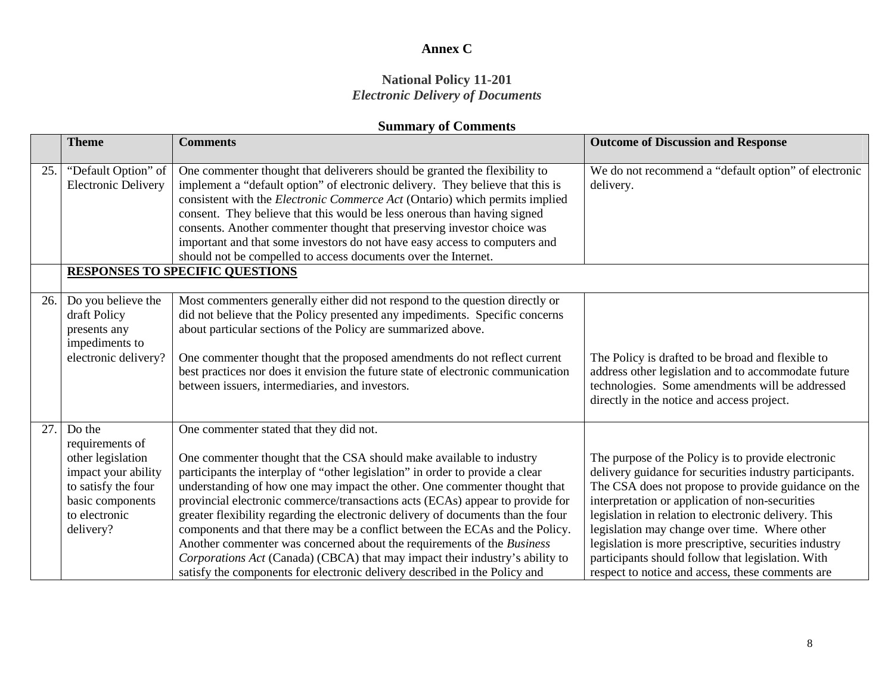**Annex C**

**National Policy 11-201**
***Electronic Delivery of Documents***

**Summary of Comments**

| | Theme | Comments | Outcome of Discussion and Response |
|---|---|---|---|
| 25. | "Default Option" of Electronic Delivery | One commenter thought that deliverers should be granted the flexibility to implement a "default option" of electronic delivery. They believe that this is consistent with the *Electronic Commerce Act* (Ontario) which permits implied consent. They believe that this would be less onerous than having signed consents. Another commenter thought that preserving investor choice was important and that some investors do not have easy access to computers and should not be compelled to access documents over the Internet. | We do not recommend a "default option" of electronic delivery. |
| | **RESPONSES TO SPECIFIC QUESTIONS** | | |
| 26. | Do you believe the draft Policy presents any impediments to electronic delivery? | Most commenters generally either did not respond to the question directly or did not believe that the Policy presented any impediments. Specific concerns about particular sections of the Policy are summarized above.<br><br>One commenter thought that the proposed amendments do not reflect current best practices nor does it envision the future state of electronic communication between issuers, intermediaries, and investors. | The Policy is drafted to be broad and flexible to address other legislation and to accommodate future technologies. Some amendments will be addressed directly in the notice and access project. |
| 27. | Do the requirements of other legislation impact your ability to satisfy the four basic components to electronic delivery? | One commenter stated that they did not.<br><br>One commenter thought that the CSA should make available to industry participants the interplay of "other legislation" in order to provide a clear understanding of how one may impact the other. One commenter thought that provincial electronic commerce/transactions acts (ECAs) appear to provide for greater flexibility regarding the electronic delivery of documents than the four components and that there may be a conflict between the ECAs and the Policy. Another commenter was concerned about the requirements of the *Business Corporations Act* (Canada) (CBCA) that may impact their industry's ability to satisfy the components for electronic delivery described in the Policy and | The purpose of the Policy is to provide electronic delivery guidance for securities industry participants. The CSA does not propose to provide guidance on the interpretation or application of non-securities legislation in relation to electronic delivery. This legislation may change over time. Where other legislation is more prescriptive, securities industry participants should follow that legislation. With respect to notice and access, these comments are |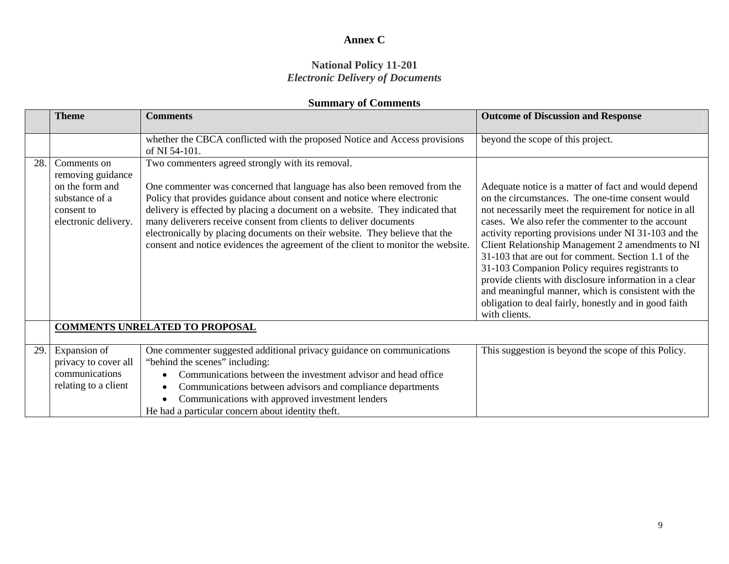**Annex C**

**National Policy 11-201**
***Electronic Delivery of Documents***

**Summary of Comments**

| | Theme | Comments | Outcome of Discussion and Response |
|---|---|---|---|
| | | whether the CBCA conflicted with the proposed Notice and Access provisions of NI 54-101. | beyond the scope of this project. |
| 28. | Comments on removing guidance on the form and substance of a consent to electronic delivery. | Two commenters agreed strongly with its removal.<br><br>One commenter was concerned that language has also been removed from the Policy that provides guidance about consent and notice where electronic delivery is effected by placing a document on a website. They indicated that many deliverers receive consent from clients to deliver documents electronically by placing documents on their website. They believe that the consent and notice evidences the agreement of the client to monitor the website. | Adequate notice is a matter of fact and would depend on the circumstances. The one-time consent would not necessarily meet the requirement for notice in all cases. We also refer the commenter to the account activity reporting provisions under NI 31-103 and the Client Relationship Management 2 amendments to NI 31-103 that are out for comment. Section 1.1 of the 31-103 Companion Policy requires registrants to provide clients with disclosure information in a clear and meaningful manner, which is consistent with the obligation to deal fairly, honestly and in good faith with clients. |
| | **COMMENTS UNRELATED TO PROPOSAL** | | |
| 29. | Expansion of privacy to cover all communications relating to a client | One commenter suggested additional privacy guidance on communications "behind the scenes" including:<br>• Communications between the investment advisor and head office<br>• Communications between advisors and compliance departments<br>• Communications with approved investment lenders<br>He had a particular concern about identity theft. | This suggestion is beyond the scope of this Policy. |